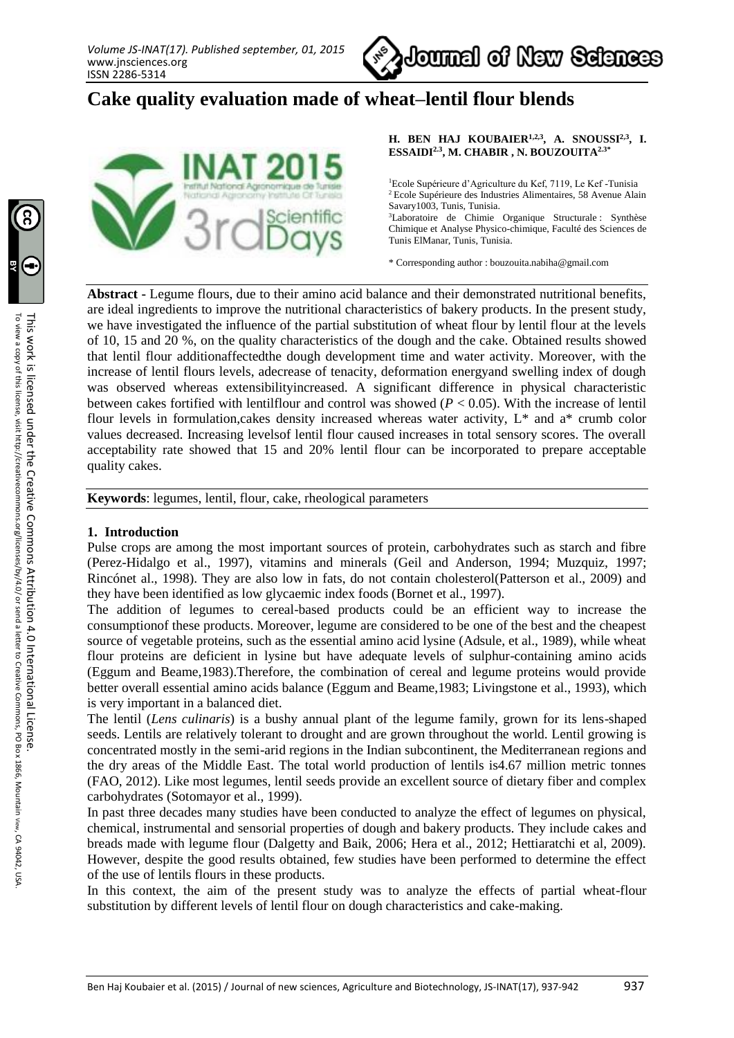# Cake quality evaluation made of wheat–lentil flour blends

**H. BEN HAJ KOUBAIER[1,2,3], A. SNOUSSI[2,3], I. ESSAIDI[2,3], M. CHABIR , N. BOUZOUITA[2,3*]**

[1]Ecole Supérieure d'Agriculture du Kef, 7119, Le Kef -Tunisia
[2] Ecole Supérieure des Industries Alimentaires, 58 Avenue Alain Savary1003, Tunis, Tunisia.
[3]Laboratoire de Chimie Organique Structurale : Synthèse Chimique et Analyse Physico-chimique, Faculté des Sciences de Tunis ElManar, Tunis, Tunisia.

* Corresponding author : bouzouita.nabiha@gmail.com

**Abstract** - Legume flours, due to their amino acid balance and their demonstrated nutritional benefits, are ideal ingredients to improve the nutritional characteristics of bakery products. In the present study, we have investigated the influence of the partial substitution of wheat flour by lentil flour at the levels of 10, 15 and 20 %, on the quality characteristics of the dough and the cake. Obtained results showed that lentil flour additionaffectedthe dough development time and water activity. Moreover, with the increase of lentil flours levels, adecrease of tenacity, deformation energyand swelling index of dough was observed whereas extensibilityincreased. A significant difference in physical characteristic between cakes fortified with lentilflour and control was showed ($P < 0.05$). With the increase of lentil flour levels in formulation,cakes density increased whereas water activity, L* and a* crumb color values decreased. Increasing levelsof lentil flour caused increases in total sensory scores. The overall acceptability rate showed that 15 and 20% lentil flour can be incorporated to prepare acceptable quality cakes.

**Keywords**: legumes, lentil, flour, cake, rheological parameters

## 1. Introduction

Pulse crops are among the most important sources of protein, carbohydrates such as starch and fibre (Perez-Hidalgo et al., 1997), vitamins and minerals (Geil and Anderson, 1994; Muzquiz, 1997; Rincónet al., 1998). They are also low in fats, do not contain cholesterol(Patterson et al., 2009) and they have been identified as low glycaemic index foods (Bornet et al., 1997).

The addition of legumes to cereal-based products could be an efficient way to increase the consumptionof these products. Moreover, legume are considered to be one of the best and the cheapest source of vegetable proteins, such as the essential amino acid lysine (Adsule, et al., 1989), while wheat flour proteins are deficient in lysine but have adequate levels of sulphur-containing amino acids (Eggum and Beame,1983).Therefore, the combination of cereal and legume proteins would provide better overall essential amino acids balance (Eggum and Beame,1983; Livingstone et al., 1993), which is very important in a balanced diet.

The lentil (*Lens culinaris*) is a bushy annual plant of the legume family, grown for its lens-shaped seeds. Lentils are relatively tolerant to drought and are grown throughout the world. Lentil growing is concentrated mostly in the semi-arid regions in the Indian subcontinent, the Mediterranean regions and the dry areas of the Middle East. The total world production of lentils is4.67 million metric tonnes (FAO, 2012). Like most legumes, lentil seeds provide an excellent source of dietary fiber and complex carbohydrates (Sotomayor et al., 1999).

In past three decades many studies have been conducted to analyze the effect of legumes on physical, chemical, instrumental and sensorial properties of dough and bakery products. They include cakes and breads made with legume flour (Dalgetty and Baik, 2006; Hera et al., 2012; Hettiaratchi et al, 2009). However, despite the good results obtained, few studies have been performed to determine the effect of the use of lentils flours in these products.

In this context, the aim of the present study was to analyze the effects of partial wheat-flour substitution by different levels of lentil flour on dough characteristics and cake-making.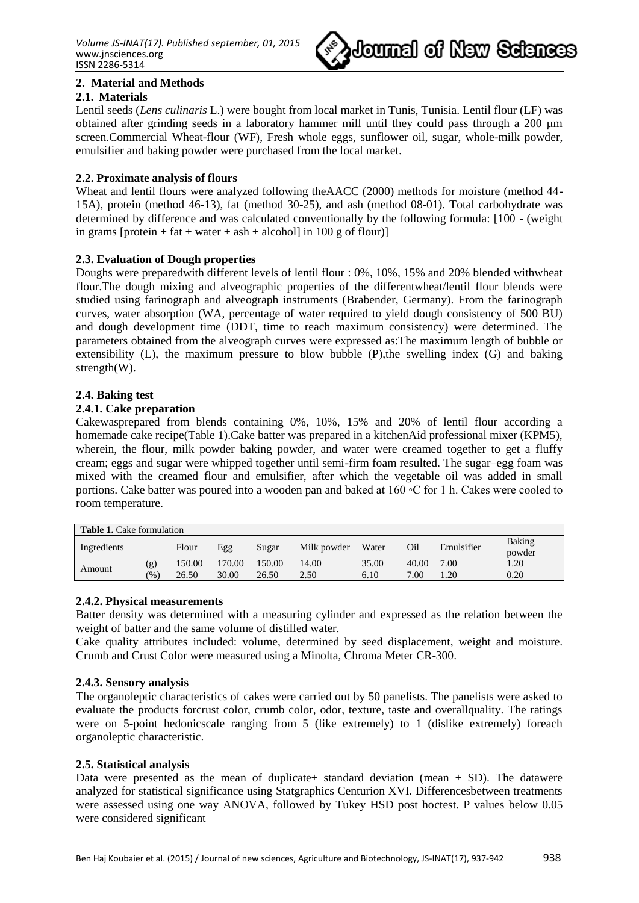## 2. Material and Methods

### 2.1. Materials

Lentil seeds (*Lens culinaris* L.) were bought from local market in Tunis, Tunisia. Lentil flour (LF) was obtained after grinding seeds in a laboratory hammer mill until they could pass through a 200 µm screen.Commercial Wheat-flour (WF), Fresh whole eggs, sunflower oil, sugar, whole-milk powder, emulsifier and baking powder were purchased from the local market.

### 2.2. Proximate analysis of flours

Wheat and lentil flours were analyzed following theAACC (2000) methods for moisture (method 44-15A), protein (method 46-13), fat (method 30-25), and ash (method 08-01). Total carbohydrate was determined by difference and was calculated conventionally by the following formula: [100 - (weight in grams [protein + fat + water + ash + alcohol] in 100 g of flour)]

### 2.3. Evaluation of Dough properties

Doughs were preparedwith different levels of lentil flour : 0%, 10%, 15% and 20% blended withwheat flour.The dough mixing and alveographic properties of the differentwheat/lentil flour blends were studied using farinograph and alveograph instruments (Brabender, Germany). From the farinograph curves, water absorption (WA, percentage of water required to yield dough consistency of 500 BU) and dough development time (DDT, time to reach maximum consistency) were determined. The parameters obtained from the alveograph curves were expressed as:The maximum length of bubble or extensibility (L), the maximum pressure to blow bubble (P),the swelling index (G) and baking strength(W).

### 2.4. Baking test

#### 2.4.1. Cake preparation

Cakewasprepared from blends containing 0%, 10%, 15% and 20% of lentil flour according a homemade cake recipe(Table 1).Cake batter was prepared in a kitchenAid professional mixer (KPM5), wherein, the flour, milk powder baking powder, and water were creamed together to get a fluffy cream; eggs and sugar were whipped together until semi-firm foam resulted. The sugar–egg foam was mixed with the creamed flour and emulsifier, after which the vegetable oil was added in small portions. Cake batter was poured into a wooden pan and baked at 160 ◦C for 1 h. Cakes were cooled to room temperature.

**Table 1.** Cake formulation

| Ingredients | | Flour | Egg | Sugar | Milk powder | Water | Oil | Emulsifier | Baking powder |
|---|---|---|---|---|---|---|---|---|---|
| Amount | (g) | 150.00 | 170.00 | 150.00 | 14.00 | 35.00 | 40.00 | 7.00 | 1.20 |
| | (%) | 26.50 | 30.00 | 26.50 | 2.50 | 6.10 | 7.00 | 1.20 | 0.20 |

#### 2.4.2. Physical measurements

Batter density was determined with a measuring cylinder and expressed as the relation between the weight of batter and the same volume of distilled water.

Cake quality attributes included: volume, determined by seed displacement, weight and moisture. Crumb and Crust Color were measured using a Minolta, Chroma Meter CR-300.

#### 2.4.3. Sensory analysis

The organoleptic characteristics of cakes were carried out by 50 panelists. The panelists were asked to evaluate the products forcrust color, crumb color, odor, texture, taste and overallquality. The ratings were on 5-point hedonicscale ranging from 5 (like extremely) to 1 (dislike extremely) foreach organoleptic characteristic.

### 2.5. Statistical analysis

Data were presented as the mean of duplicate± standard deviation (mean ± SD). The datawere analyzed for statistical significance using Statgraphics Centurion XVI. Differencesbetween treatments were assessed using one way ANOVA, followed by Tukey HSD post hoctest. P values below 0.05 were considered significant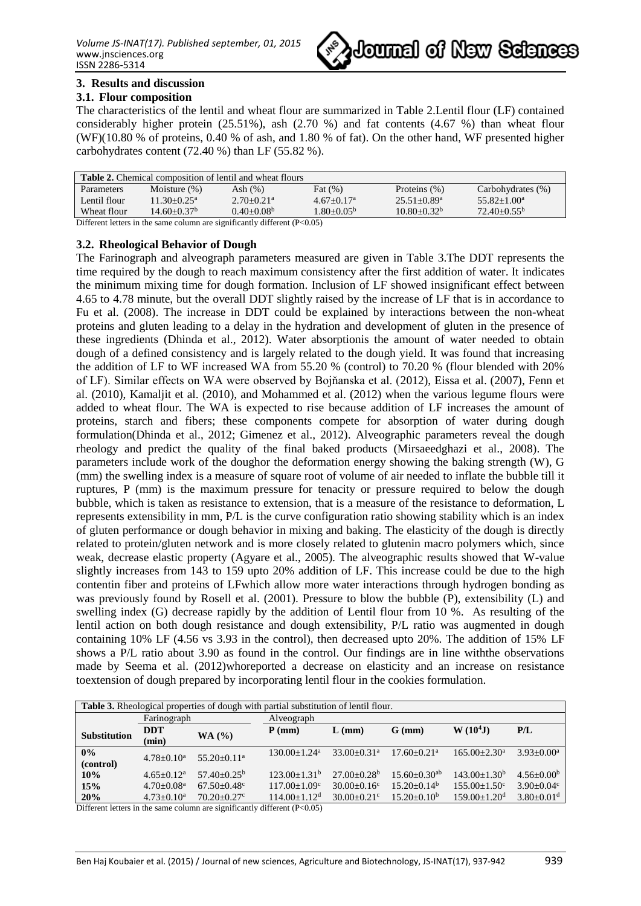## 3. Results and discussion

### 3.1. Flour composition

The characteristics of the lentil and wheat flour are summarized in Table 2.Lentil flour (LF) contained considerably higher protein (25.51%), ash (2.70 %) and fat contents (4.67 %) than wheat flour (WF)(10.80 % of proteins, 0.40 % of ash, and 1.80 % of fat). On the other hand, WF presented higher carbohydrates content (72.40 %) than LF (55.82 %).

**Table 2.** Chemical composition of lentil and wheat flours

| Parameters | Moisture (%) | Ash (%) | Fat (%) | Proteins (%) | Carbohydrates (%) |
|---|---|---|---|---|---|
| Lentil flour | 11.30±0.25[a] | 2.70±0.21[a] | 4.67±0.17[a] | 25.51±0.89[a] | 55.82±1.00[a] |
| Wheat flour | 14.60±0.37[b] | 0.40±0.08[b] | 1.80±0.05[b] | 10.80±0.32[b] | 72.40±0.55[b] |

Different letters in the same column are significantly different (P<0.05)

### 3.2. Rheological Behavior of Dough

The Farinograph and alveograph parameters measured are given in Table 3.The DDT represents the time required by the dough to reach maximum consistency after the first addition of water. It indicates the minimum mixing time for dough formation. Inclusion of LF showed insignificant effect between 4.65 to 4.78 minute, but the overall DDT slightly raised by the increase of LF that is in accordance to Fu et al. (2008). The increase in DDT could be explained by interactions between the non-wheat proteins and gluten leading to a delay in the hydration and development of gluten in the presence of these ingredients (Dhinda et al., 2012). Water absorptionis the amount of water needed to obtain dough of a defined consistency and is largely related to the dough yield. It was found that increasing the addition of LF to WF increased WA from 55.20 % (control) to 70.20 % (flour blended with 20% of LF). Similar effects on WA were observed by Bojňanska et al. (2012), Eissa et al. (2007), Fenn et al. (2010), Kamaljit et al. (2010), and Mohammed et al. (2012) when the various legume flours were added to wheat flour. The WA is expected to rise because addition of LF increases the amount of proteins, starch and fibers; these components compete for absorption of water during dough formulation(Dhinda et al., 2012; Gimenez et al., 2012). Alveographic parameters reveal the dough rheology and predict the quality of the final baked products (Mirsaeedghazi et al., 2008). The parameters include work of the doughor the deformation energy showing the baking strength (W), G (mm) the swelling index is a measure of square root of volume of air needed to inflate the bubble till it ruptures, P (mm) is the maximum pressure for tenacity or pressure required to below the dough bubble, which is taken as resistance to extension, that is a measure of the resistance to deformation, L represents extensibility in mm, P/L is the curve configuration ratio showing stability which is an index of gluten performance or dough behavior in mixing and baking. The elasticity of the dough is directly related to protein/gluten network and is more closely related to glutenin macro polymers which, since weak, decrease elastic property (Agyare et al., 2005). The alveographic results showed that W-value slightly increases from 143 to 159 upto 20% addition of LF. This increase could be due to the high contentin fiber and proteins of LFwhich allow more water interactions through hydrogen bonding as was previously found by Rosell et al. (2001). Pressure to blow the bubble (P), extensibility (L) and swelling index (G) decrease rapidly by the addition of Lentil flour from 10 %. As resulting of the lentil action on both dough resistance and dough extensibility, P/L ratio was augmented in dough containing 10% LF (4.56 vs 3.93 in the control), then decreased upto 20%. The addition of 15% LF shows a P/L ratio about 3.90 as found in the control. Our findings are in line withthe observations made by Seema et al. (2012)whoreported a decrease on elasticity and an increase on resistance toextension of dough prepared by incorporating lentil flour in the cookies formulation.

**Table 3.** Rheological properties of dough with partial substitution of lentil flour.

| | Farinograph | | Alveograph | | | | |
|---|---|---|---|---|---|---|---|
| **Substitution** | **DDT (min)** | **WA (%)** | **P (mm)** | **L (mm)** | **G (mm)** | **W ($10^4$J)** | **P/L** |
| **0% (control)** | 4.78±0.10[a] | 55.20±0.11[a] | 130.00±1.24[a] | 33.00±0.31[a] | 17.60±0.21[a] | 165.00±2.30[a] | 3.93±0.00[a] |
| **10%** | 4.65±0.12[a] | 57.40±0.25[b] | 123.00±1.31[b] | 27.00±0.28[b] | 15.60±0.30[ab] | 143.00±1.30[b] | 4.56±0.00[b] |
| **15%** | 4.70±0.08[a] | 67.50±0.48[c] | 117.00±1.09[c] | 30.00±0.16[c] | 15.20±0.14[b] | 155.00±1.50[c] | 3.90±0.04[c] |
| **20%** | 4.73±0.10[a] | 70.20±0.27[c] | 114.00±1.12[d] | 30.00±0.21[c] | 15.20±0.10[b] | 159.00±1.20[d] | 3.80±0.01[d] |

Different letters in the same column are significantly different (P<0.05)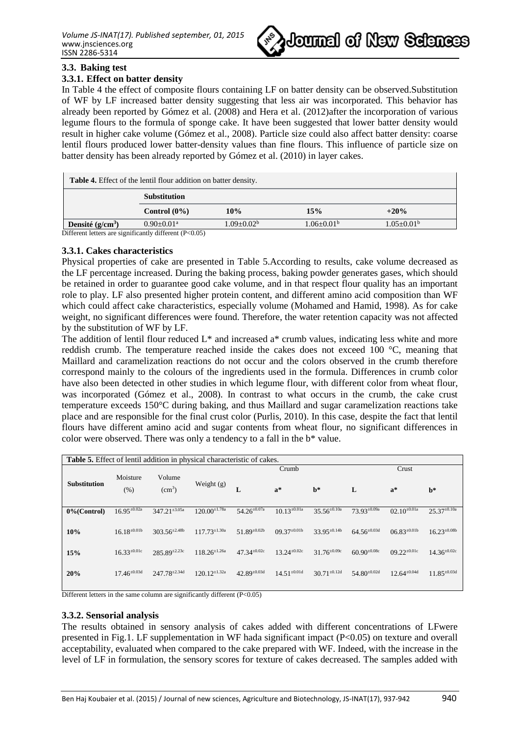### 3.3. Baking test

#### 3.3.1. Effect on batter density

In Table 4 the effect of composite flours containing LF on batter density can be observed.Substitution of WF by LF increased batter density suggesting that less air was incorporated. This behavior has already been reported by Gómez et al. (2008) and Hera et al. (2012)after the incorporation of various legume flours to the formula of sponge cake. It have been suggested that lower batter density would result in higher cake volume (Gómez et al., 2008). Particle size could also affect batter density: coarse lentil flours produced lower batter-density values than fine flours. This influence of particle size on batter density has been already reported by Gómez et al. (2010) in layer cakes.

**Table 4.** Effect of the lentil flour addition on batter density.

| | Substitution | | | |
|---|---|---|---|---|
| | **Control (0%)** | **10%** | **15%** | **+20%** |
| **Densité (g/cm$^3$)** | 0.90±0.01$^a$ | 1.09±0.02$^b$ | 1.06±0.01$^b$ | 1.05±0.01$^b$ |

Different letters are significantly different (P<0.05)

#### 3.3.1. Cakes characteristics

Physical properties of cake are presented in Table 5.According to results, cake volume decreased as the LF percentage increased. During the baking process, baking powder generates gases, which should be retained in order to guarantee good cake volume, and in that respect flour quality has an important role to play. LF also presented higher protein content, and different amino acid composition than WF which could affect cake characteristics, especially volume (Mohamed and Hamid, 1998). As for cake weight, no significant differences were found. Therefore, the water retention capacity was not affected by the substitution of WF by LF.

The addition of lentil flour reduced L* and increased a* crumb values, indicating less white and more reddish crumb. The temperature reached inside the cakes does not exceed 100 °C, meaning that Maillard and caramelization reactions do not occur and the colors observed in the crumb therefore correspond mainly to the colours of the ingredients used in the formula. Differences in crumb color have also been detected in other studies in which legume flour, with different color from wheat flour, was incorporated (Gómez et al., 2008). In contrast to what occurs in the crumb, the cake crust temperature exceeds 150°C during baking, and thus Maillard and sugar caramelization reactions take place and are responsible for the final crust color (Purlis, 2010). In this case, despite the fact that lentil flours have different amino acid and sugar contents from wheat flour, no significant differences in color were observed. There was only a tendency to a fall in the b* value.

**Table 5.** Effect of lentil addition in physical characteristic of cakes.

| Substitution | Moisture (%) | Volume (cm$^3$) | Weight (g) | Crumb | | | Crust | | |
|---|---|---|---|---|---|---|---|---|---|
| | | | | L | a* | b* | L | a* | b* |
| **0%(Control)** | 16.95$^{±0.02a}$ | 347.21$^{±3.05a}$ | 120.00$^{±1.78a}$ | 54.26$^{±0.07a}$ | 10.13$^{±0.01a}$ | 35.56$^{±0.10a}$ | 73.93$^{±0.09a}$ | 02.10$^{±0.01a}$ | 25.37$^{±0.10a}$ |
| **10%** | 16.18$^{±0.01b}$ | 303.56$^{±2.48b}$ | 117.73$^{±1.30a}$ | 51.89$^{±0.02b}$ | 09.37$^{±0.01b}$ | 33.95$^{±0.14b}$ | 64.56$^{±0.03d}$ | 06.83$^{±0.01b}$ | 16.23$^{±0.08b}$ |
| **15%** | 16.33$^{±0.01c}$ | 285.89$^{±2.23c}$ | 118.26$^{±1.26a}$ | 47.34$^{±0.02c}$ | 13.24$^{±0.02c}$ | 31.76$^{±0.09c}$ | 60.90$^{±0.08c}$ | 09.22$^{±0.01c}$ | 14.36$^{±0.02c}$ |
| **20%** | 17.46$^{±0.03d}$ | 247.78$^{±2.34d}$ | 120.12$^{±1.32a}$ | 42.89$^{±0.03d}$ | 14.51$^{±0.01d}$ | 30.71$^{±0.12d}$ | 54.80$^{±0.02d}$ | 12.64$^{±0.04d}$ | 11.85$^{±0.03d}$ |

Different letters in the same column are significantly different (P<0.05)

#### 3.3.2. Sensorial analysis

The results obtained in sensory analysis of cakes added with different concentrations of LFwere presented in Fig.1. LF supplementation in WF hada significant impact (P<0.05) on texture and overall acceptability, evaluated when compared to the cake prepared with WF. Indeed, with the increase in the level of LF in formulation, the sensory scores for texture of cakes decreased. The samples added with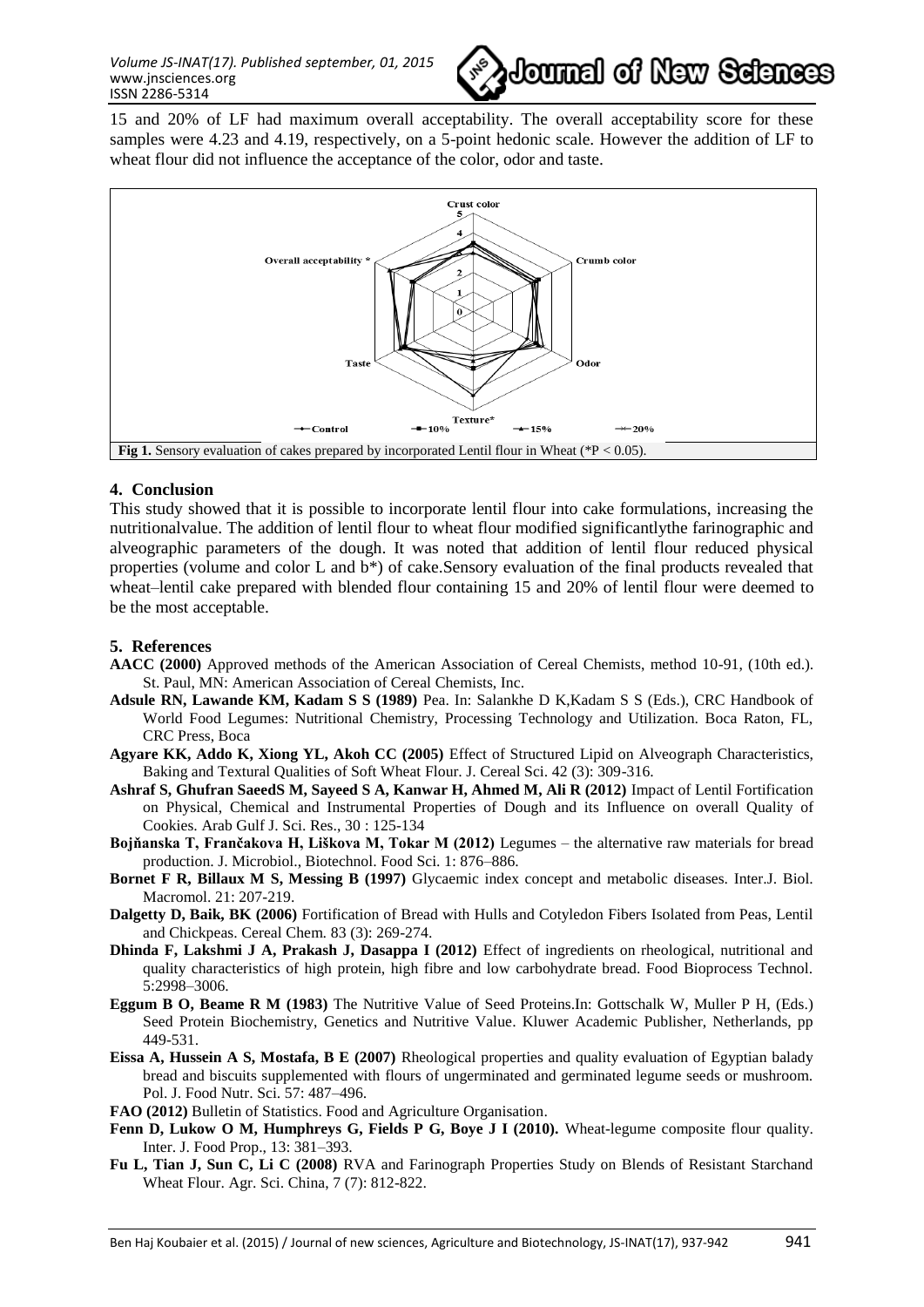15 and 20% of LF had maximum overall acceptability. The overall acceptability score for these samples were 4.23 and 4.19, respectively, on a 5-point hedonic scale. However the addition of LF to wheat flour did not influence the acceptance of the color, odor and taste.

**Fig 1.** Sensory evaluation of cakes prepared by incorporated Lentil flour in Wheat (*P < 0.05).

## 4. Conclusion

This study showed that it is possible to incorporate lentil flour into cake formulations, increasing the nutritionalvalue. The addition of lentil flour to wheat flour modified significantlythe farinographic and alveographic parameters of the dough. It was noted that addition of lentil flour reduced physical properties (volume and color L and b*) of cake.Sensory evaluation of the final products revealed that wheat–lentil cake prepared with blended flour containing 15 and 20% of lentil flour were deemed to be the most acceptable.

## 5. References

**AACC (2000)** Approved methods of the American Association of Cereal Chemists, method 10-91, (10th ed.). St. Paul, MN: American Association of Cereal Chemists, Inc.

**Adsule RN, Lawande KM, Kadam S S (1989)** Pea. In: Salankhe D K,Kadam S S (Eds.), CRC Handbook of World Food Legumes: Nutritional Chemistry, Processing Technology and Utilization. Boca Raton, FL, CRC Press, Boca

**Agyare KK, Addo K, Xiong YL, Akoh CC (2005)** Effect of Structured Lipid on Alveograph Characteristics, Baking and Textural Qualities of Soft Wheat Flour. J. Cereal Sci. 42 (3): 309-316.

**Ashraf S, Ghufran SaeedS M, Sayeed S A, Kanwar H, Ahmed M, Ali R (2012)** Impact of Lentil Fortification on Physical, Chemical and Instrumental Properties of Dough and its Influence on overall Quality of Cookies. Arab Gulf J. Sci. Res., 30 : 125-134

**Bojňanska T, Frančakova H, Liškova M, Tokar M (2012)** Legumes – the alternative raw materials for bread production. J. Microbiol., Biotechnol. Food Sci. 1: 876–886.

**Bornet F R, Billaux M S, Messing B (1997)** Glycaemic index concept and metabolic diseases. Inter.J. Biol. Macromol. 21: 207-219.

**Dalgetty D, Baik, BK (2006)** Fortification of Bread with Hulls and Cotyledon Fibers Isolated from Peas, Lentil and Chickpeas. Cereal Chem. 83 (3): 269-274.

**Dhinda F, Lakshmi J A, Prakash J, Dasappa I (2012)** Effect of ingredients on rheological, nutritional and quality characteristics of high protein, high fibre and low carbohydrate bread. Food Bioprocess Technol. 5:2998–3006.

**Eggum B O, Beame R M (1983)** The Nutritive Value of Seed Proteins.In: Gottschalk W, Muller P H, (Eds.) Seed Protein Biochemistry, Genetics and Nutritive Value. Kluwer Academic Publisher, Netherlands, pp 449-531.

**Eissa A, Hussein A S, Mostafa, B E (2007)** Rheological properties and quality evaluation of Egyptian balady bread and biscuits supplemented with flours of ungerminated and germinated legume seeds or mushroom. Pol. J. Food Nutr. Sci. 57: 487–496.

**FAO (2012)** Bulletin of Statistics. Food and Agriculture Organisation.

**Fenn D, Lukow O M, Humphreys G, Fields P G, Boye J I (2010).** Wheat-legume composite flour quality. Inter. J. Food Prop., 13: 381–393.

**Fu L, Tian J, Sun C, Li C (2008)** RVA and Farinograph Properties Study on Blends of Resistant Starchand Wheat Flour. Agr. Sci. China, 7 (7): 812-822.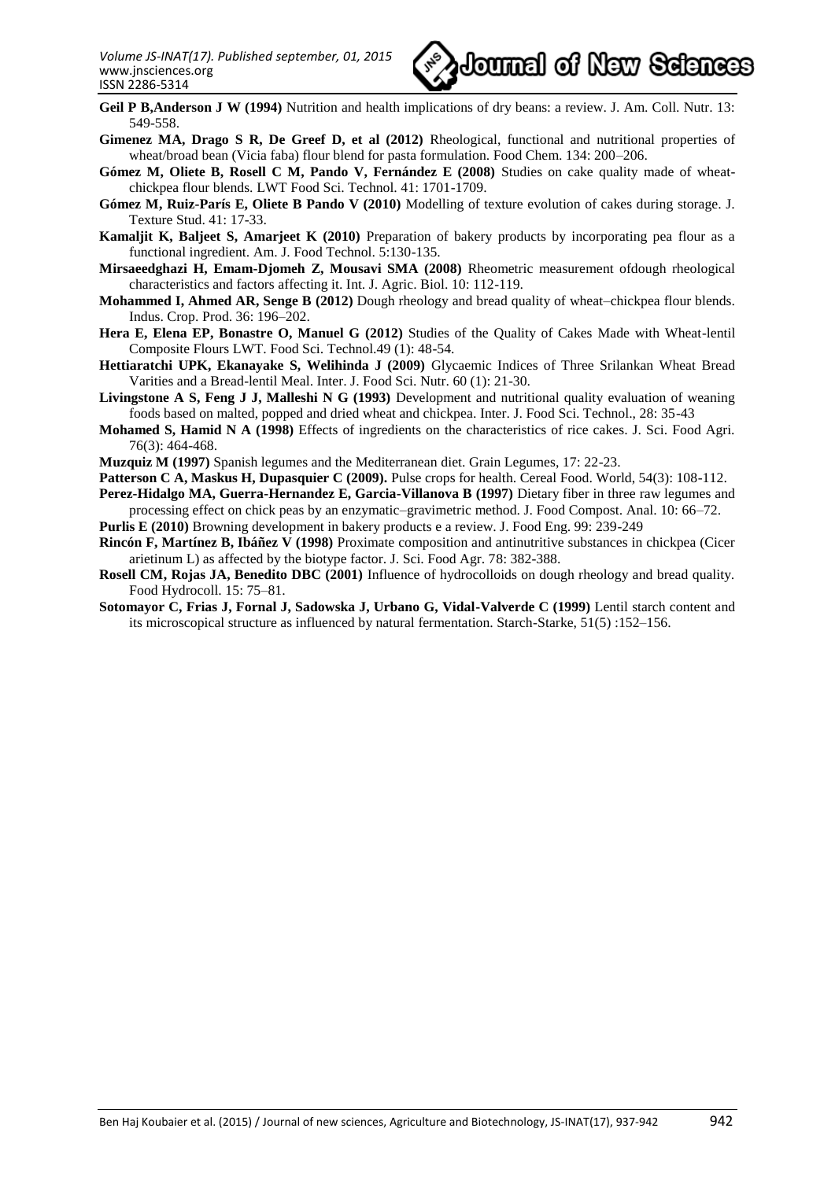**Geil P B,Anderson J W (1994)** Nutrition and health implications of dry beans: a review. J. Am. Coll. Nutr. 13: 549-558.

**Gimenez MA, Drago S R, De Greef D, et al (2012)** Rheological, functional and nutritional properties of wheat/broad bean (Vicia faba) flour blend for pasta formulation. Food Chem. 134: 200–206.

**Gómez M, Oliete B, Rosell C M, Pando V, Fernández E (2008)** Studies on cake quality made of wheat-chickpea flour blends. LWT Food Sci. Technol. 41: 1701-1709.

**Gómez M, Ruiz-París E, Oliete B Pando V (2010)** Modelling of texture evolution of cakes during storage. J. Texture Stud. 41: 17-33.

**Kamaljit K, Baljeet S, Amarjeet K (2010)** Preparation of bakery products by incorporating pea flour as a functional ingredient. Am. J. Food Technol. 5:130-135.

**Mirsaeedghazi H, Emam-Djomeh Z, Mousavi SMA (2008)** Rheometric measurement ofdough rheological characteristics and factors affecting it. Int. J. Agric. Biol. 10: 112-119.

**Mohammed I, Ahmed AR, Senge B (2012)** Dough rheology and bread quality of wheat–chickpea flour blends. Indus. Crop. Prod. 36: 196–202.

**Hera E, Elena EP, Bonastre O, Manuel G (2012)** Studies of the Quality of Cakes Made with Wheat-lentil Composite Flours LWT. Food Sci. Technol.49 (1): 48-54.

**Hettiaratchi UPK, Ekanayake S, Welihinda J (2009)** Glycaemic Indices of Three Srilankan Wheat Bread Varities and a Bread-lentil Meal. Inter. J. Food Sci. Nutr. 60 (1): 21-30.

**Livingstone A S, Feng J J, Malleshi N G (1993)** Development and nutritional quality evaluation of weaning foods based on malted, popped and dried wheat and chickpea. Inter. J. Food Sci. Technol., 28: 35-43

**Mohamed S, Hamid N A (1998)** Effects of ingredients on the characteristics of rice cakes. J. Sci. Food Agri. 76(3): 464-468.

**Muzquiz M (1997)** Spanish legumes and the Mediterranean diet. Grain Legumes, 17: 22-23.

**Patterson C A, Maskus H, Dupasquier C (2009).** Pulse crops for health. Cereal Food. World, 54(3): 108-112.

**Perez-Hidalgo MA, Guerra-Hernandez E, Garcia-Villanova B (1997)** Dietary fiber in three raw legumes and processing effect on chick peas by an enzymatic–gravimetric method. J. Food Compost. Anal. 10: 66–72.

**Purlis E (2010)** Browning development in bakery products e a review. J. Food Eng. 99: 239-249

**Rincón F, Martínez B, Ibáñez V (1998)** Proximate composition and antinutritive substances in chickpea (Cicer arietinum L) as affected by the biotype factor. J. Sci. Food Agr. 78: 382-388.

**Rosell CM, Rojas JA, Benedito DBC (2001)** Influence of hydrocolloids on dough rheology and bread quality. Food Hydrocoll. 15: 75–81.

**Sotomayor C, Frias J, Fornal J, Sadowska J, Urbano G, Vidal-Valverde C (1999)** Lentil starch content and its microscopical structure as influenced by natural fermentation. Starch-Starke, 51(5) :152–156.